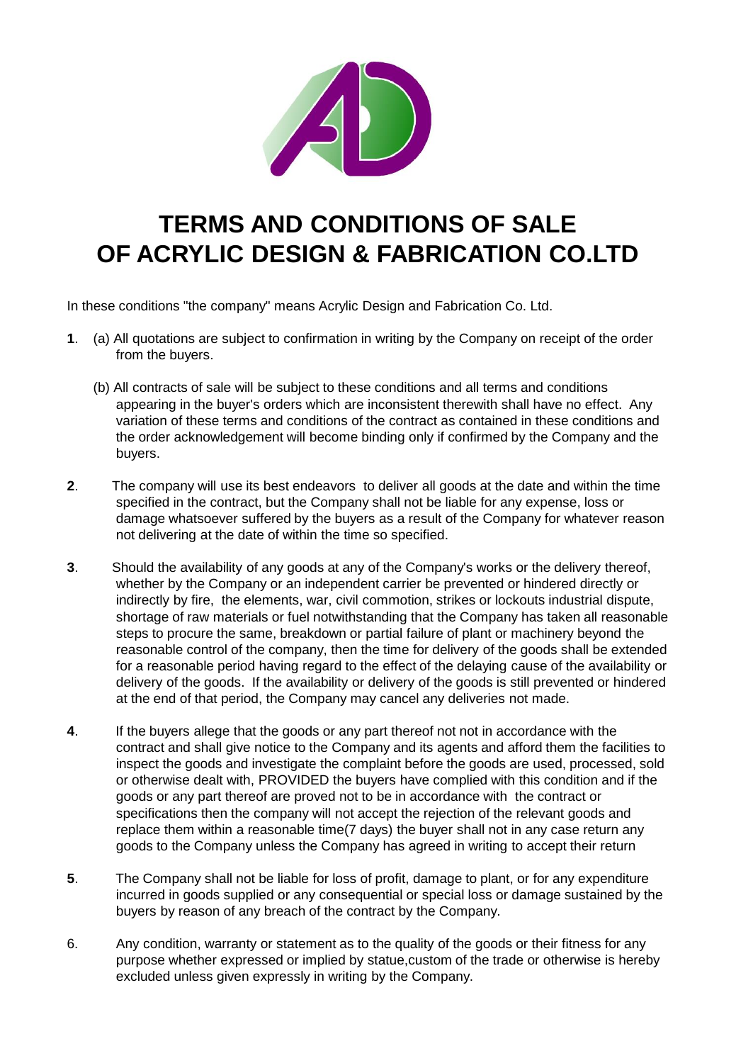# TERMS AND CONDITIONS OF SALE OF ACRYLIC DESIGN & FABRICATION CO.LTD

In these conditions "the company" means Acrylic Design and Fabrication Co. Ltd.

**1**. (a) All quotations are subject to confirmation in writing by the Company on receipt of the order from the buyers.

(b) All contracts of sale will be subject to these conditions and all terms and conditions appearing in the buyer's orders which are inconsistent therewith shall have no effect. Any variation of these terms and conditions of the contract as contained in these conditions and the order acknowledgement will become binding only if confirmed by the Company and the buyers.

**2**. The company will use its best endeavors to deliver all goods at the date and within the time specified in the contract, but the Company shall not be liable for any expense, loss or damage whatsoever suffered by the buyers as a result of the Company for whatever reason not delivering at the date of within the time so specified.

**3**. Should the availability of any goods at any of the Company's works or the delivery thereof, whether by the Company or an independent carrier be prevented or hindered directly or indirectly by fire, the elements, war, civil commotion, strikes or lockouts industrial dispute, shortage of raw materials or fuel notwithstanding that the Company has taken all reasonable steps to procure the same, breakdown or partial failure of plant or machinery beyond the reasonable control of the company, then the time for delivery of the goods shall be extended for a reasonable period having regard to the effect of the delaying cause of the availability or delivery of the goods. If the availability or delivery of the goods is still prevented or hindered at the end of that period, the Company may cancel any deliveries not made.

**4**. If the buyers allege that the goods or any part thereof not not in accordance with the contract and shall give notice to the Company and its agents and afford them the facilities to inspect the goods and investigate the complaint before the goods are used, processed, sold or otherwise dealt with, PROVIDED the buyers have complied with this condition and if the goods or any part thereof are proved not to be in accordance with the contract or specifications then the company will not accept the rejection of the relevant goods and replace them within a reasonable time(7 days) the buyer shall not in any case return any goods to the Company unless the Company has agreed in writing to accept their return

**5**. The Company shall not be liable for loss of profit, damage to plant, or for any expenditure incurred in goods supplied or any consequential or special loss or damage sustained by the buyers by reason of any breach of the contract by the Company.

6. Any condition, warranty or statement as to the quality of the goods or their fitness for any purpose whether expressed or implied by statue,custom of the trade or otherwise is hereby excluded unless given expressly in writing by the Company.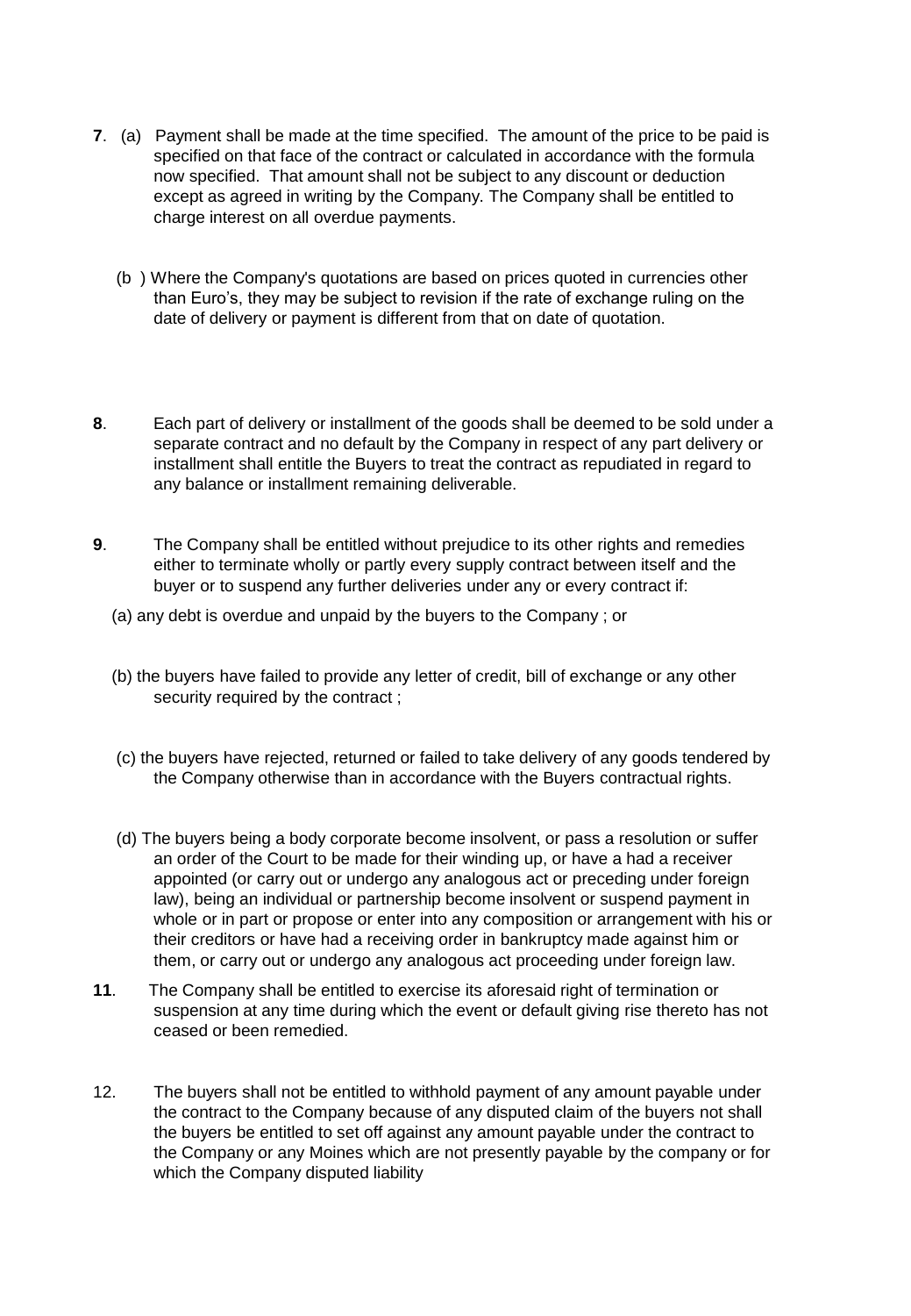**7**. (a) Payment shall be made at the time specified. The amount of the price to be paid is specified on that face of the contract or calculated in accordance with the formula now specified. That amount shall not be subject to any discount or deduction except as agreed in writing by the Company. The Company shall be entitled to charge interest on all overdue payments.

(b ) Where the Company's quotations are based on prices quoted in currencies other than Euro's, they may be subject to revision if the rate of exchange ruling on the date of delivery or payment is different from that on date of quotation.

**8**. Each part of delivery or installment of the goods shall be deemed to be sold under a separate contract and no default by the Company in respect of any part delivery or installment shall entitle the Buyers to treat the contract as repudiated in regard to any balance or installment remaining deliverable.

**9**. The Company shall be entitled without prejudice to its other rights and remedies either to terminate wholly or partly every supply contract between itself and the buyer or to suspend any further deliveries under any or every contract if:

(a) any debt is overdue and unpaid by the buyers to the Company ; or

(b) the buyers have failed to provide any letter of credit, bill of exchange or any other security required by the contract ;

(c) the buyers have rejected, returned or failed to take delivery of any goods tendered by the Company otherwise than in accordance with the Buyers contractual rights.

(d) The buyers being a body corporate become insolvent, or pass a resolution or suffer an order of the Court to be made for their winding up, or have a had a receiver appointed (or carry out or undergo any analogous act or preceding under foreign law), being an individual or partnership become insolvent or suspend payment in whole or in part or propose or enter into any composition or arrangement with his or their creditors or have had a receiving order in bankruptcy made against him or them, or carry out or undergo any analogous act proceeding under foreign law.

**11**. The Company shall be entitled to exercise its aforesaid right of termination or suspension at any time during which the event or default giving rise thereto has not ceased or been remedied.

12. The buyers shall not be entitled to withhold payment of any amount payable under the contract to the Company because of any disputed claim of the buyers not shall the buyers be entitled to set off against any amount payable under the contract to the Company or any Moines which are not presently payable by the company or for which the Company disputed liability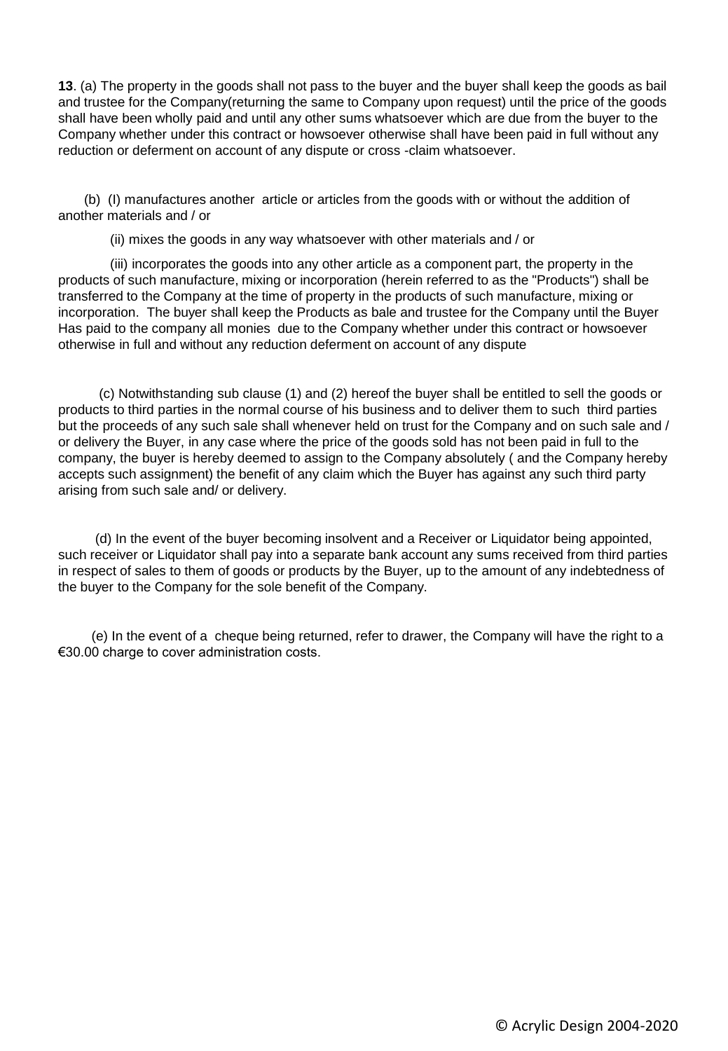**13**. (a) The property in the goods shall not pass to the buyer and the buyer shall keep the goods as bail and trustee for the Company(returning the same to Company upon request) until the price of the goods shall have been wholly paid and until any other sums whatsoever which are due from the buyer to the Company whether under this contract or howsoever otherwise shall have been paid in full without any reduction or deferment on account of any dispute or cross -claim whatsoever.

(b) (I) manufactures another article or articles from the goods with or without the addition of another materials and / or

(ii) mixes the goods in any way whatsoever with other materials and / or

(iii) incorporates the goods into any other article as a component part, the property in the products of such manufacture, mixing or incorporation (herein referred to as the "Products") shall be transferred to the Company at the time of property in the products of such manufacture, mixing or incorporation. The buyer shall keep the Products as bale and trustee for the Company until the Buyer Has paid to the company all monies due to the Company whether under this contract or howsoever otherwise in full and without any reduction deferment on account of any dispute

(c) Notwithstanding sub clause (1) and (2) hereof the buyer shall be entitled to sell the goods or products to third parties in the normal course of his business and to deliver them to such third parties but the proceeds of any such sale shall whenever held on trust for the Company and on such sale and / or delivery the Buyer, in any case where the price of the goods sold has not been paid in full to the company, the buyer is hereby deemed to assign to the Company absolutely ( and the Company hereby accepts such assignment) the benefit of any claim which the Buyer has against any such third party arising from such sale and/ or delivery.

(d) In the event of the buyer becoming insolvent and a Receiver or Liquidator being appointed, such receiver or Liquidator shall pay into a separate bank account any sums received from third parties in respect of sales to them of goods or products by the Buyer, up to the amount of any indebtedness of the buyer to the Company for the sole benefit of the Company.

(e) In the event of a cheque being returned, refer to drawer, the Company will have the right to a €30.00 charge to cover administration costs.

© Acrylic Design 2004-2020